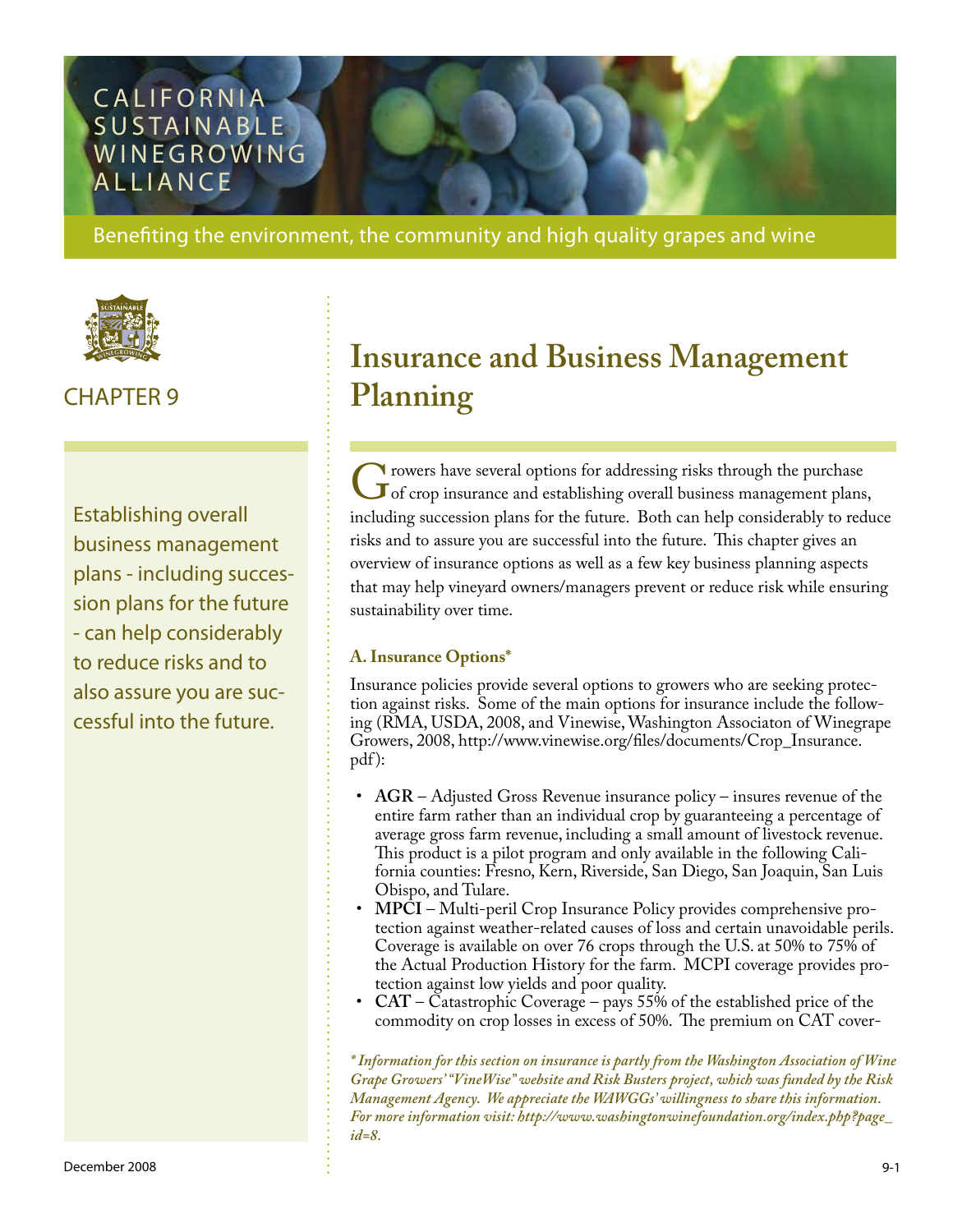CALIFORNIA SUSTAINABLE WINEGROWING ALLIANCE

Benefiting the environment, the community and high quality grapes and wine

CHAPTER 9

Establishing overall business management plans - including succession plans for the future - can help considerably to reduce risks and to also assure you are successful into the future.

# Insurance and Business Management Planning

Growers have several options for addressing risks through the purchase of crop insurance and establishing overall business management plans, including succession plans for the future. Both can help considerably to reduce risks and to assure you are successful into the future. This chapter gives an overview of insurance options as well as a few key business planning aspects that may help vineyard owners/managers prevent or reduce risk while ensuring sustainability over time.

### A. Insurance Options*

Insurance policies provide several options to growers who are seeking protection against risks. Some of the main options for insurance include the following (RMA, USDA, 2008, and Vinewise, Washington Associaton of Winegrape Growers, 2008, http://www.vinewise.org/files/documents/Crop_Insurance.pdf):

- **AGR** – Adjusted Gross Revenue insurance policy – insures revenue of the entire farm rather than an individual crop by guaranteeing a percentage of average gross farm revenue, including a small amount of livestock revenue. This product is a pilot program and only available in the following California counties: Fresno, Kern, Riverside, San Diego, San Joaquin, San Luis Obispo, and Tulare.
- **MPCI** – Multi-peril Crop Insurance Policy provides comprehensive protection against weather-related causes of loss and certain unavoidable perils. Coverage is available on over 76 crops through the U.S. at 50% to 75% of the Actual Production History for the farm. MCPI coverage provides protection against low yields and poor quality.
- **CAT** – Catastrophic Coverage – pays 55% of the established price of the commodity on crop losses in excess of 50%. The premium on CAT cover-

*\* Information for this section on insurance is partly from the Washington Association of Wine Grape Growers' "VineWise" website and Risk Busters project, which was funded by the Risk Management Agency. We appreciate the WAWGGs' willingness to share this information. For more information visit: http://www.washingtonwinefoundation.org/index.php?page_id=8.*

December 2008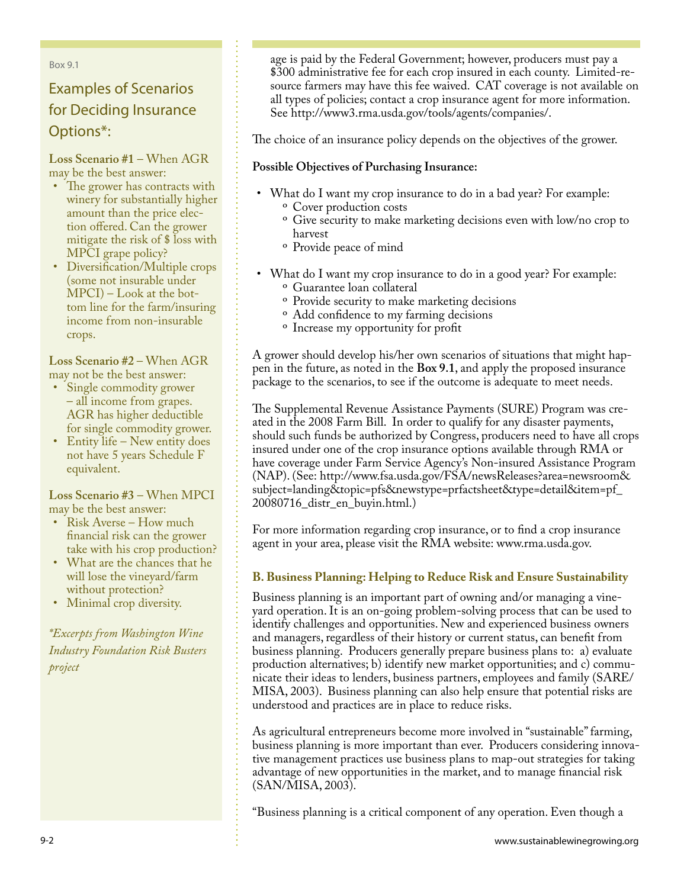Box 9.1

## Examples of Scenarios for Deciding Insurance Options*:

**Loss Scenario #1** – When AGR may be the best answer:

- The grower has contracts with winery for substantially higher amount than the price election offered. Can the grower mitigate the risk of $ loss with MPCI grape policy?
- Diversification/Multiple crops (some not insurable under MPCI) – Look at the bottom line for the farm/insuring income from non-insurable crops.

**Loss Scenario #2** – When AGR may not be the best answer:

- Single commodity grower – all income from grapes. AGR has higher deductible for single commodity grower.
- Entity life – New entity does not have 5 years Schedule F equivalent.

**Loss Scenario #3** – When MPCI may be the best answer:

- Risk Averse – How much financial risk can the grower take with his crop production?
- What are the chances that he will lose the vineyard/farm without protection?
- Minimal crop diversity.

*\*Excerpts from Washington Wine Industry Foundation Risk Busters project*

age is paid by the Federal Government; however, producers must pay a $300 administrative fee for each crop insured in each county. Limited-resource farmers may have this fee waived. CAT coverage is not available on all types of policies; contact a crop insurance agent for more information. See http://www3.rma.usda.gov/tools/agents/companies/.

The choice of an insurance policy depends on the objectives of the grower.

**Possible Objectives of Purchasing Insurance:**

- What do I want my crop insurance to do in a bad year? For example:
  - Cover production costs
  - Give security to make marketing decisions even with low/no crop to harvest
  - Provide peace of mind
- What do I want my crop insurance to do in a good year? For example:
  - Guarantee loan collateral
  - Provide security to make marketing decisions
  - Add confidence to my farming decisions
  - Increase my opportunity for profit

A grower should develop his/her own scenarios of situations that might happen in the future, as noted in the **Box 9.1**, and apply the proposed insurance package to the scenarios, to see if the outcome is adequate to meet needs.

The Supplemental Revenue Assistance Payments (SURE) Program was created in the 2008 Farm Bill. In order to qualify for any disaster payments, should such funds be authorized by Congress, producers need to have all crops insured under one of the crop insurance options available through RMA or have coverage under Farm Service Agency's Non-insured Assistance Program (NAP). (See: http://www.fsa.usda.gov/FSA/newsReleases?area=newsroom&subject=landing&topic=pfs&newstype=prfactsheet&type=detail&item=pf_20080716_distr_en_buyin.html.)

For more information regarding crop insurance, or to find a crop insurance agent in your area, please visit the RMA website: www.rma.usda.gov.

### B. Business Planning: Helping to Reduce Risk and Ensure Sustainability

Business planning is an important part of owning and/or managing a vineyard operation. It is an on-going problem-solving process that can be used to identify challenges and opportunities. New and experienced business owners and managers, regardless of their history or current status, can benefit from business planning. Producers generally prepare business plans to: a) evaluate production alternatives; b) identify new market opportunities; and c) communicate their ideas to lenders, business partners, employees and family (SARE/MISA, 2003). Business planning can also help ensure that potential risks are understood and practices are in place to reduce risks.

As agricultural entrepreneurs become more involved in "sustainable" farming, business planning is more important than ever. Producers considering innovative management practices use business plans to map-out strategies for taking advantage of new opportunities in the market, and to manage financial risk (SAN/MISA, 2003).

"Business planning is a critical component of any operation. Even though a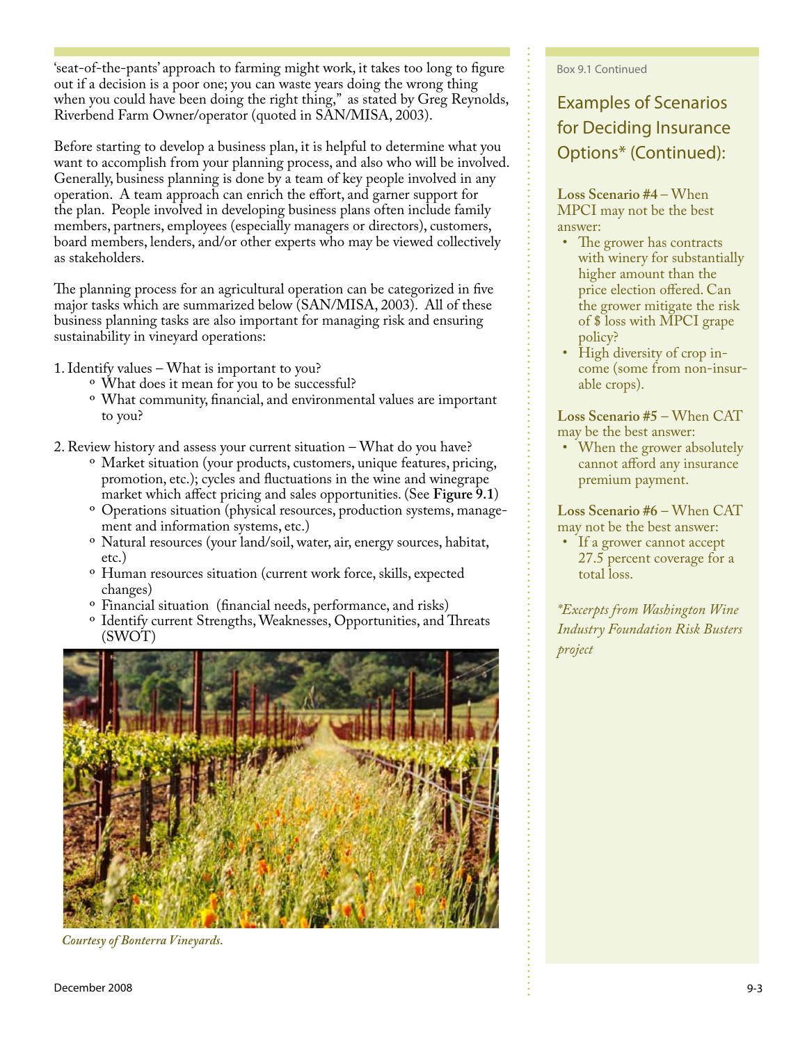'seat-of-the-pants' approach to farming might work, it takes too long to figure out if a decision is a poor one; you can waste years doing the wrong thing when you could have been doing the right thing," as stated by Greg Reynolds, Riverbend Farm Owner/operator (quoted in SAN/MISA, 2003).

Before starting to develop a business plan, it is helpful to determine what you want to accomplish from your planning process, and also who will be involved. Generally, business planning is done by a team of key people involved in any operation. A team approach can enrich the effort, and garner support for the plan. People involved in developing business plans often include family members, partners, employees (especially managers or directors), customers, board members, lenders, and/or other experts who may be viewed collectively as stakeholders.

The planning process for an agricultural operation can be categorized in five major tasks which are summarized below (SAN/MISA, 2003). All of these business planning tasks are also important for managing risk and ensuring sustainability in vineyard operations:

1. Identify values – What is important to you?
   - What does it mean for you to be successful?
   - What community, financial, and environmental values are important to you?

2. Review history and assess your current situation – What do you have?
   - Market situation (your products, customers, unique features, pricing, promotion, etc.); cycles and fluctuations in the wine and winegrape market which affect pricing and sales opportunities. (See **Figure 9.1**)
   - Operations situation (physical resources, production systems, management and information systems, etc.)
   - Natural resources (your land/soil, water, air, energy sources, habitat, etc.)
   - Human resources situation (current work force, skills, expected changes)
   - Financial situation (financial needs, performance, and risks)
   - Identify current Strengths, Weaknesses, Opportunities, and Threats (SWOT)

*Courtesy of Bonterra Vineyards.*

Box 9.1 Continued

## Examples of Scenarios for Deciding Insurance Options* (Continued):

**Loss Scenario #4** – When MPCI may not be the best answer:

- The grower has contracts with winery for substantially higher amount than the price election offered. Can the grower mitigate the risk of $ loss with MPCI grape policy?
- High diversity of crop income (some from non-insurable crops).

**Loss Scenario #5** – When CAT may be the best answer:

- When the grower absolutely cannot afford any insurance premium payment.

**Loss Scenario #6** – When CAT may not be the best answer:

- If a grower cannot accept 27.5 percent coverage for a total loss.

*\*Excerpts from Washington Wine Industry Foundation Risk Busters project*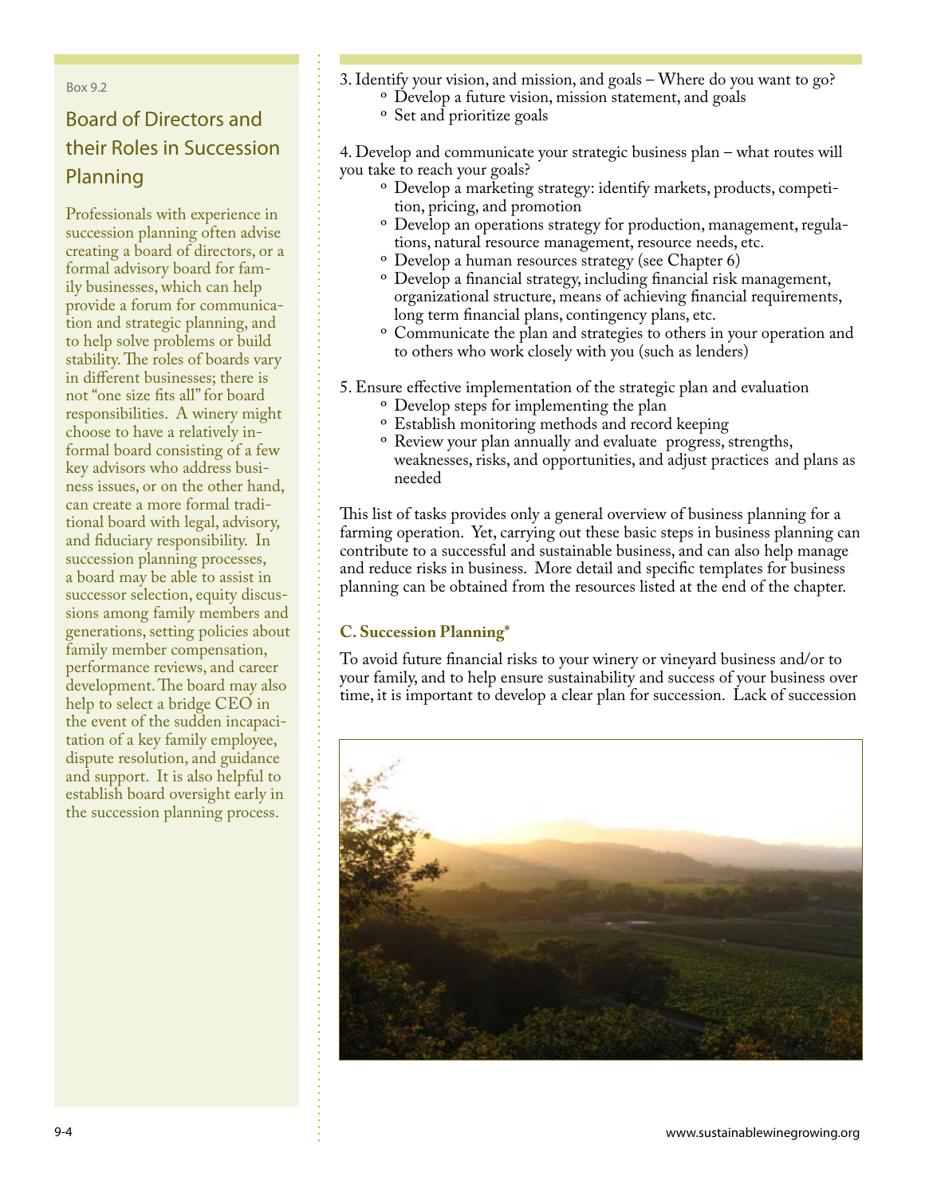Box 9.2

## Board of Directors and their Roles in Succession Planning

Professionals with experience in succession planning often advise creating a board of directors, or a formal advisory board for family businesses, which can help provide a forum for communication and strategic planning, and to help solve problems or build stability. The roles of boards vary in different businesses; there is not "one size fits all" for board responsibilities. A winery might choose to have a relatively informal board consisting of a few key advisors who address business issues, or on the other hand, can create a more formal traditional board with legal, advisory, and fiduciary responsibility. In succession planning processes, a board may be able to assist in successor selection, equity discussions among family members and generations, setting policies about family member compensation, performance reviews, and career development. The board may also help to select a bridge CEO in the event of the sudden incapacitation of a key family employee, dispute resolution, and guidance and support. It is also helpful to establish board oversight early in the succession planning process.

3. Identify your vision, and mission, and goals – Where do you want to go?
   - Develop a future vision, mission statement, and goals
   - Set and prioritize goals

4. Develop and communicate your strategic business plan – what routes will you take to reach your goals?
   - Develop a marketing strategy: identify markets, products, competition, pricing, and promotion
   - Develop an operations strategy for production, management, regulations, natural resource management, resource needs, etc.
   - Develop a human resources strategy (see Chapter 6)
   - Develop a financial strategy, including financial risk management, organizational structure, means of achieving financial requirements, long term financial plans, contingency plans, etc.
   - Communicate the plan and strategies to others in your operation and to others who work closely with you (such as lenders)

5. Ensure effective implementation of the strategic plan and evaluation
   - Develop steps for implementing the plan
   - Establish monitoring methods and record keeping
   - Review your plan annually and evaluate progress, strengths, weaknesses, risks, and opportunities, and adjust practices and plans as needed

This list of tasks provides only a general overview of business planning for a farming operation. Yet, carrying out these basic steps in business planning can contribute to a successful and sustainable business, and can also help manage and reduce risks in business. More detail and specific templates for business planning can be obtained from the resources listed at the end of the chapter.

### C. Succession Planning*

To avoid future financial risks to your winery or vineyard business and/or to your family, and to help ensure sustainability and success of your business over time, it is important to develop a clear plan for succession. Lack of succession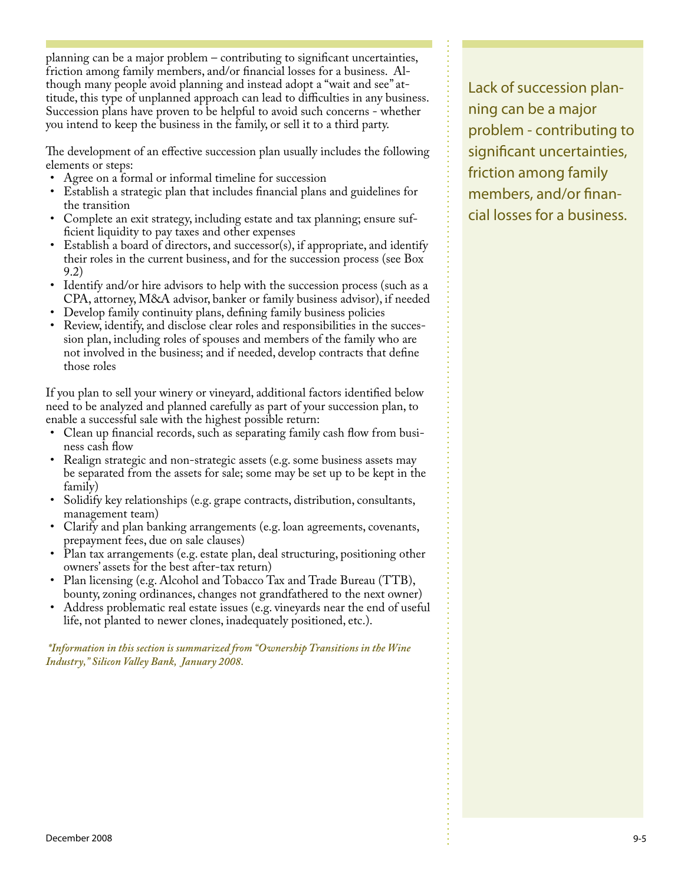planning can be a major problem – contributing to significant uncertainties, friction among family members, and/or financial losses for a business. Although many people avoid planning and instead adopt a "wait and see" attitude, this type of unplanned approach can lead to difficulties in any business. Succession plans have proven to be helpful to avoid such concerns - whether you intend to keep the business in the family, or sell it to a third party.

The development of an effective succession plan usually includes the following elements or steps:

- Agree on a formal or informal timeline for succession
- Establish a strategic plan that includes financial plans and guidelines for the transition
- Complete an exit strategy, including estate and tax planning; ensure sufficient liquidity to pay taxes and other expenses
- Establish a board of directors, and successor(s), if appropriate, and identify their roles in the current business, and for the succession process (see Box 9.2)
- Identify and/or hire advisors to help with the succession process (such as a CPA, attorney, M&A advisor, banker or family business advisor), if needed
- Develop family continuity plans, defining family business policies
- Review, identify, and disclose clear roles and responsibilities in the succession plan, including roles of spouses and members of the family who are not involved in the business; and if needed, develop contracts that define those roles

If you plan to sell your winery or vineyard, additional factors identified below need to be analyzed and planned carefully as part of your succession plan, to enable a successful sale with the highest possible return:

- Clean up financial records, such as separating family cash flow from business cash flow
- Realign strategic and non-strategic assets (e.g. some business assets may be separated from the assets for sale; some may be set up to be kept in the family)
- Solidify key relationships (e.g. grape contracts, distribution, consultants, management team)
- Clarify and plan banking arrangements (e.g. loan agreements, covenants, prepayment fees, due on sale clauses)
- Plan tax arrangements (e.g. estate plan, deal structuring, positioning other owners' assets for the best after-tax return)
- Plan licensing (e.g. Alcohol and Tobacco Tax and Trade Bureau (TTB), bounty, zoning ordinances, changes not grandfathered to the next owner)
- Address problematic real estate issues (e.g. vineyards near the end of useful life, not planted to newer clones, inadequately positioned, etc.).

***Information in this section is summarized from "Ownership Transitions in the Wine Industry," Silicon Valley Bank, January 2008.***

Lack of succession planning can be a major problem - contributing to significant uncertainties, friction among family members, and/or financial losses for a business.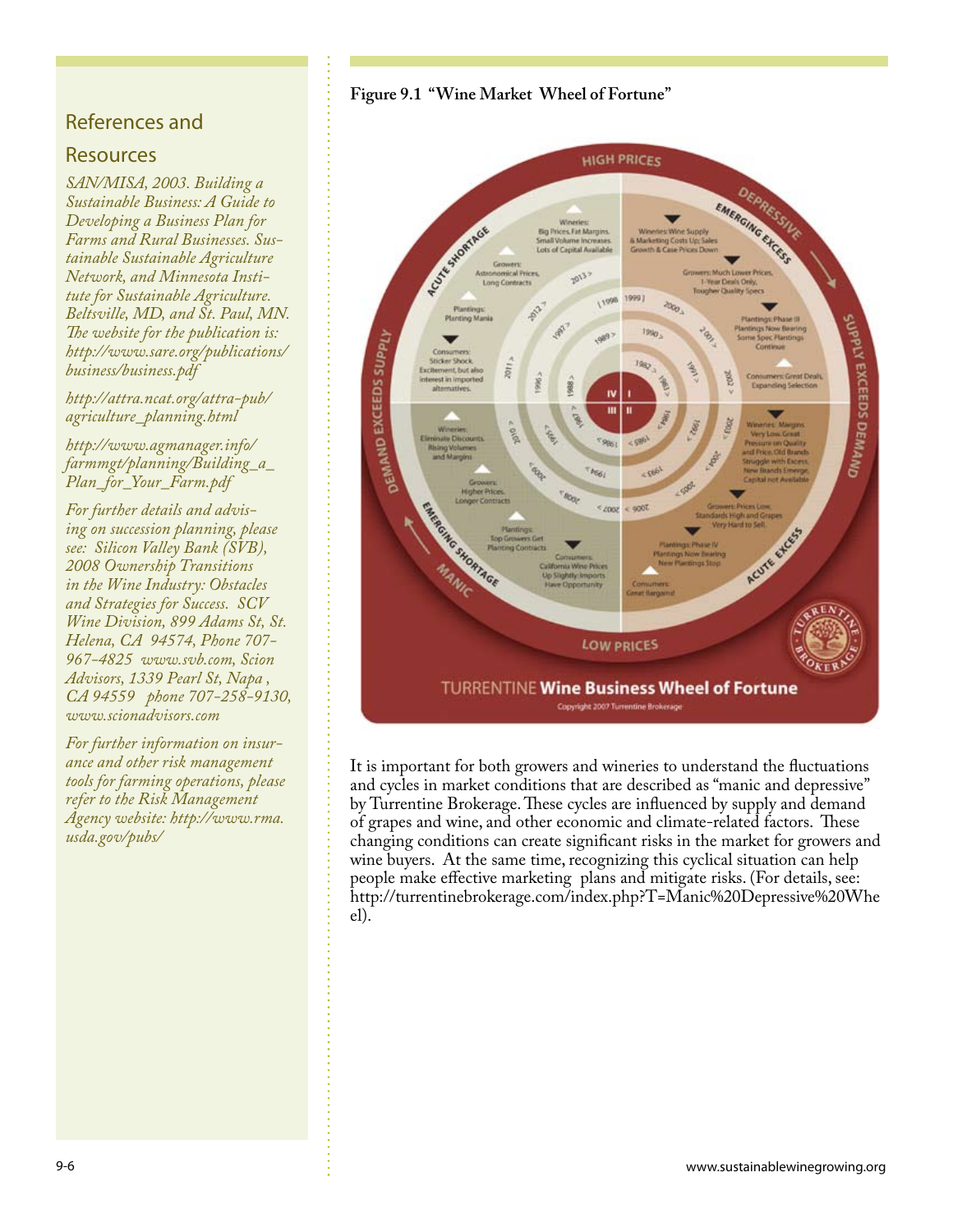## References and Resources

*SAN/MISA, 2003. Building a Sustainable Business: A Guide to Developing a Business Plan for Farms and Rural Businesses. Sustainable Sustainable Agriculture Network, and Minnesota Institute for Sustainable Agriculture. Beltsville, MD, and St. Paul, MN. The website for the publication is: http://www.sare.org/publications/business/business.pdf*

*http://attra.ncat.org/attra-pub/agriculture_planning.html*

*http://www.agmanager.info/farmmgt/planning/Building_a_Plan_for_Your_Farm.pdf*

*For further details and advising on succession planning, please see: Silicon Valley Bank (SVB), 2008 Ownership Transitions in the Wine Industry: Obstacles and Strategies for Success. SCV Wine Division, 899 Adams St, St. Helena, CA 94574, Phone 707-967-4825 www.svb.com, Scion Advisors, 1339 Pearl St, Napa , CA 94559 phone 707-258-9130, www.scionadvisors.com*

*For further information on insurance and other risk management tools for farming operations, please refer to the Risk Management Agency website: http://www.rma.usda.gov/pubs/*

**Figure 9.1 "Wine Market Wheel of Fortune"**

HIGH PRICES

DEPRESSIVE

EMERGING EXCESS

SUPPLY EXCEEDS DEMAND

ACUTE EXCESS

LOW PRICES

MANIC

EMERGING SHORTAGE

DEMAND EXCEEDS SUPPLY

ACUTE SHORTAGE

IV I III II

Wineries: Big Prices, Fat Margins, Small Volume Increases, Lots of Capital Available

Growers: Astronomical Prices, Long Contracts

Plantings: Planting Mania

Consumers: Sticker Shock. Excitement, but also interest in imported alternatives.

Wineries: Wine Supply & Marketing Costs Up; Sales Growth & Case Prices Down

Growers: Much Lower Prices, 1-Year Deals Only, Tougher Quality Specs

Plantings: Phase III Plantings Now Bearing Some Spec Plantings Continue

Consumers: Great Deals, Expanding Selection

Wineries: Margins Very Low, Great Pressure on Quality and Price, Old Brands Struggle with Excess, New Brands Emerge, Capital not Available

Growers: Prices Low, Standards High and Grapes Very Hard to Sell

Plantings: Phase IV Plantings Now Bearing New Plantings Stop

Consumers: Great Bargains!

Wineries: Eliminate Discounts, Rising Volumes and Margins

Growers: Higher Prices, Longer Contracts

Plantings: Top Growers Get Planting Contracts

Consumers: California Wine Prices Up Slightly; Imports Have Opportunity

TURRENTINE Wine Business Wheel of Fortune

Copyright 2007 Turrentine Brokerage

It is important for both growers and wineries to understand the fluctuations and cycles in market conditions that are described as "manic and depressive" by Turrentine Brokerage. These cycles are influenced by supply and demand of grapes and wine, and other economic and climate-related factors. These changing conditions can create significant risks in the market for growers and wine buyers. At the same time, recognizing this cyclical situation can help people make effective marketing plans and mitigate risks. (For details, see: http://turrentinebrokerage.com/index.php?T=Manic%20Depressive%20Wheel).